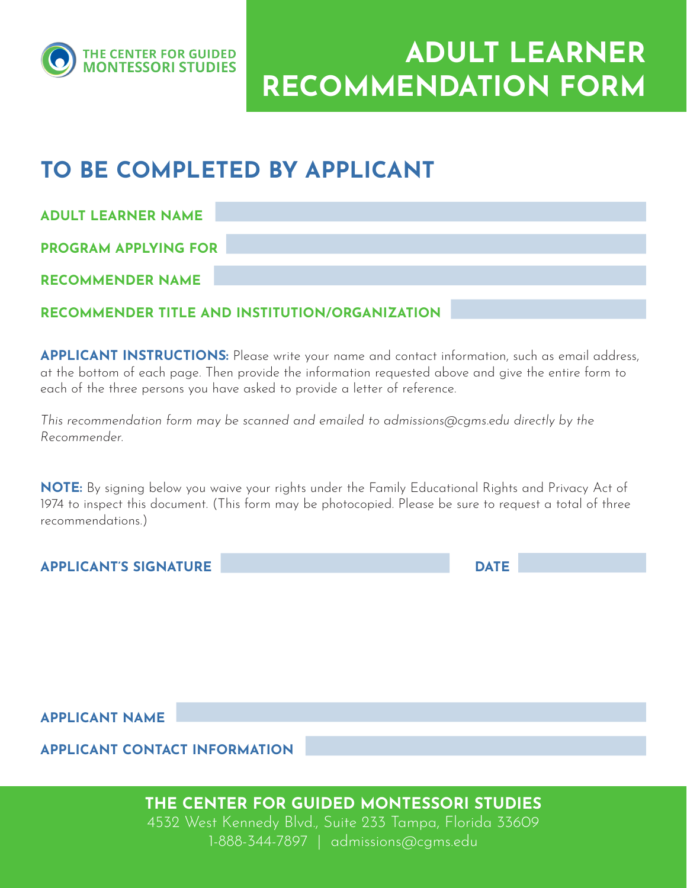THE CENTER FOR GUIDED MONTESSORI STUDIES

# ADULT LEARNER RECOMMENDATION FORM

## TO BE COMPLETED BY APPLICANT

**ADULT LEARNER NAME**

**PROGRAM APPLYING FOR**

**RECOMMENDER NAME**

**RECOMMENDER TITLE AND INSTITUTION/ORGANIZATION**

**APPLICANT INSTRUCTIONS:** Please write your name and contact information, such as email address, at the bottom of each page. Then provide the information requested above and give the entire form to each of the three persons you have asked to provide a letter of reference.

*This recommendation form may be scanned and emailed to admissions@cgms.edu directly by the Recommender.*

**NOTE:** By signing below you waive your rights under the Family Educational Rights and Privacy Act of 1974 to inspect this document. (This form may be photocopied. Please be sure to request a total of three recommendations.)

**APPLICANT'S SIGNATURE** **DATE**

**APPLICANT NAME**

**APPLICANT CONTACT INFORMATION**

**THE CENTER FOR GUIDED MONTESSORI STUDIES**
4532 West Kennedy Blvd., Suite 233 Tampa, Florida 33609
1-888-344-7897 | admissions@cgms.edu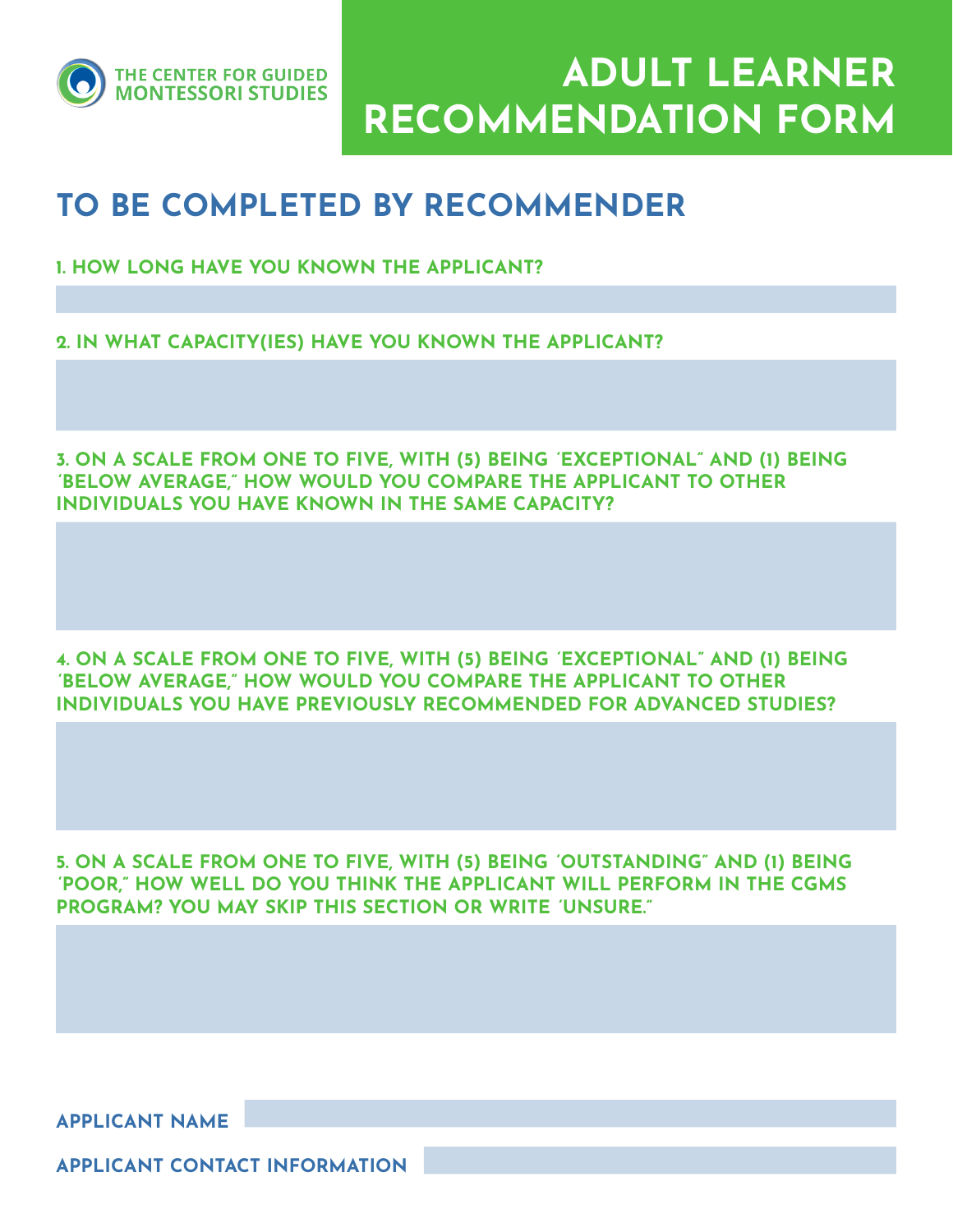THE CENTER FOR GUIDED MONTESSORI STUDIES

# ADULT LEARNER RECOMMENDATION FORM

## TO BE COMPLETED BY RECOMMENDER

**1. HOW LONG HAVE YOU KNOWN THE APPLICANT?**

**2. IN WHAT CAPACITY(IES) HAVE YOU KNOWN THE APPLICANT?**

**3. ON A SCALE FROM ONE TO FIVE, WITH (5) BEING "EXCEPTIONAL" AND (1) BEING "BELOW AVERAGE," HOW WOULD YOU COMPARE THE APPLICANT TO OTHER INDIVIDUALS YOU HAVE KNOWN IN THE SAME CAPACITY?**

**4. ON A SCALE FROM ONE TO FIVE, WITH (5) BEING "EXCEPTIONAL" AND (1) BEING "BELOW AVERAGE," HOW WOULD YOU COMPARE THE APPLICANT TO OTHER INDIVIDUALS YOU HAVE PREVIOUSLY RECOMMENDED FOR ADVANCED STUDIES?**

**5. ON A SCALE FROM ONE TO FIVE, WITH (5) BEING "OUTSTANDING" AND (1) BEING "POOR," HOW WELL DO YOU THINK THE APPLICANT WILL PERFORM IN THE CGMS PROGRAM? YOU MAY SKIP THIS SECTION OR WRITE "UNSURE."**

**APPLICANT NAME**

**APPLICANT CONTACT INFORMATION**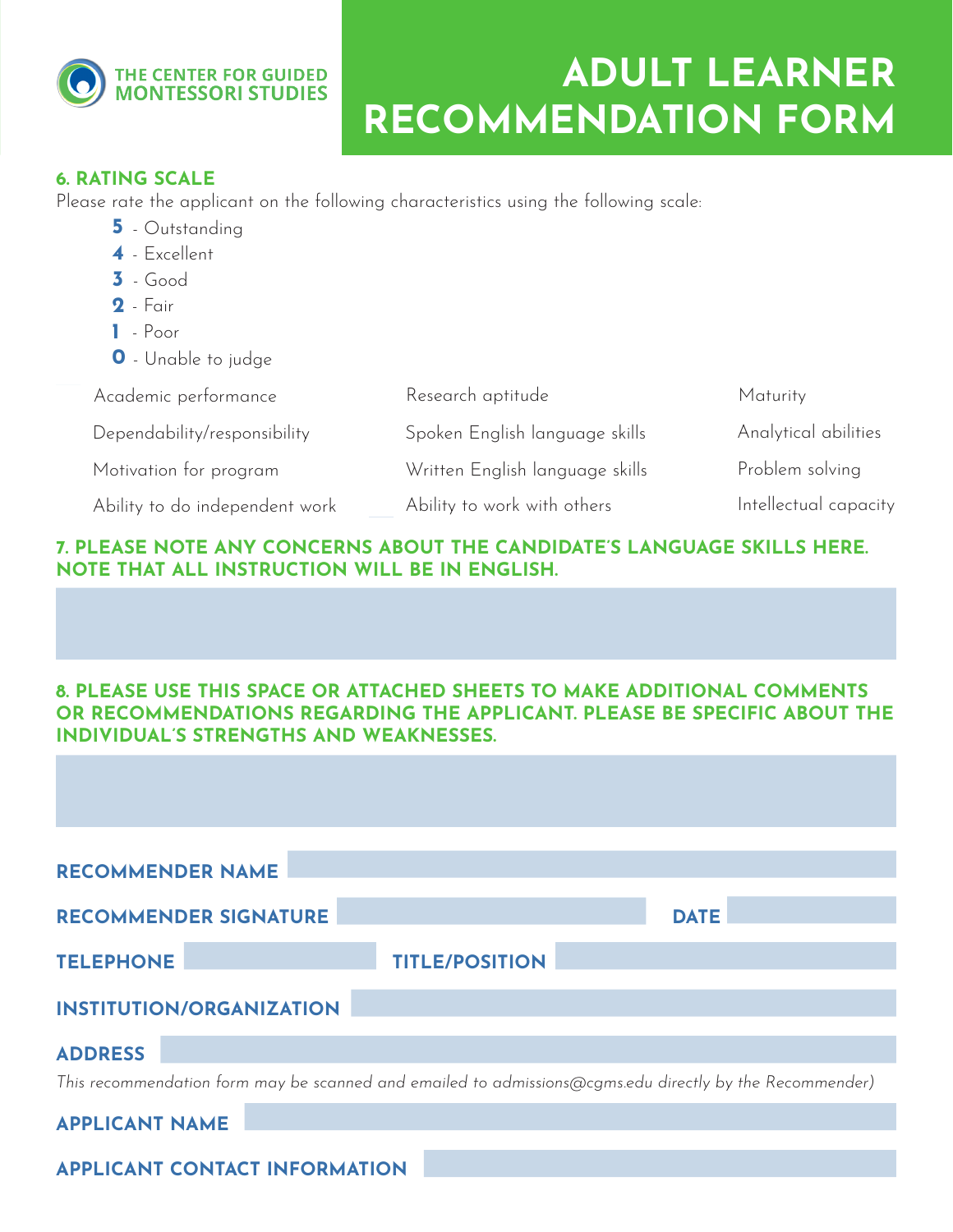THE CENTER FOR GUIDED MONTESSORI STUDIES

# ADULT LEARNER RECOMMENDATION FORM

## 6. RATING SCALE

Please rate the applicant on the following characteristics using the following scale:

- **5** - Outstanding
- **4** - Excellent
- **3** - Good
- **2** - Fair
- **1** - Poor
- **0** - Unable to judge

| | | |
|---|---|---|
| Academic performance | Research aptitude | Maturity |
| Dependability/responsibility | Spoken English language skills | Analytical abilities |
| Motivation for program | Written English language skills | Problem solving |
| Ability to do independent work | Ability to work with others | Intellectual capacity |

## 7. PLEASE NOTE ANY CONCERNS ABOUT THE CANDIDATE'S LANGUAGE SKILLS HERE. NOTE THAT ALL INSTRUCTION WILL BE IN ENGLISH.

## 8. PLEASE USE THIS SPACE OR ATTACHED SHEETS TO MAKE ADDITIONAL COMMENTS OR RECOMMENDATIONS REGARDING THE APPLICANT. PLEASE BE SPECIFIC ABOUT THE INDIVIDUAL'S STRENGTHS AND WEAKNESSES.

**RECOMMENDER NAME**

**RECOMMENDER SIGNATURE** **DATE**

**TELEPHONE** **TITLE/POSITION**

**INSTITUTION/ORGANIZATION**

**ADDRESS**

*This recommendation form may be scanned and emailed to admissions@cgms.edu directly by the Recommender)*

**APPLICANT NAME**

**APPLICANT CONTACT INFORMATION**